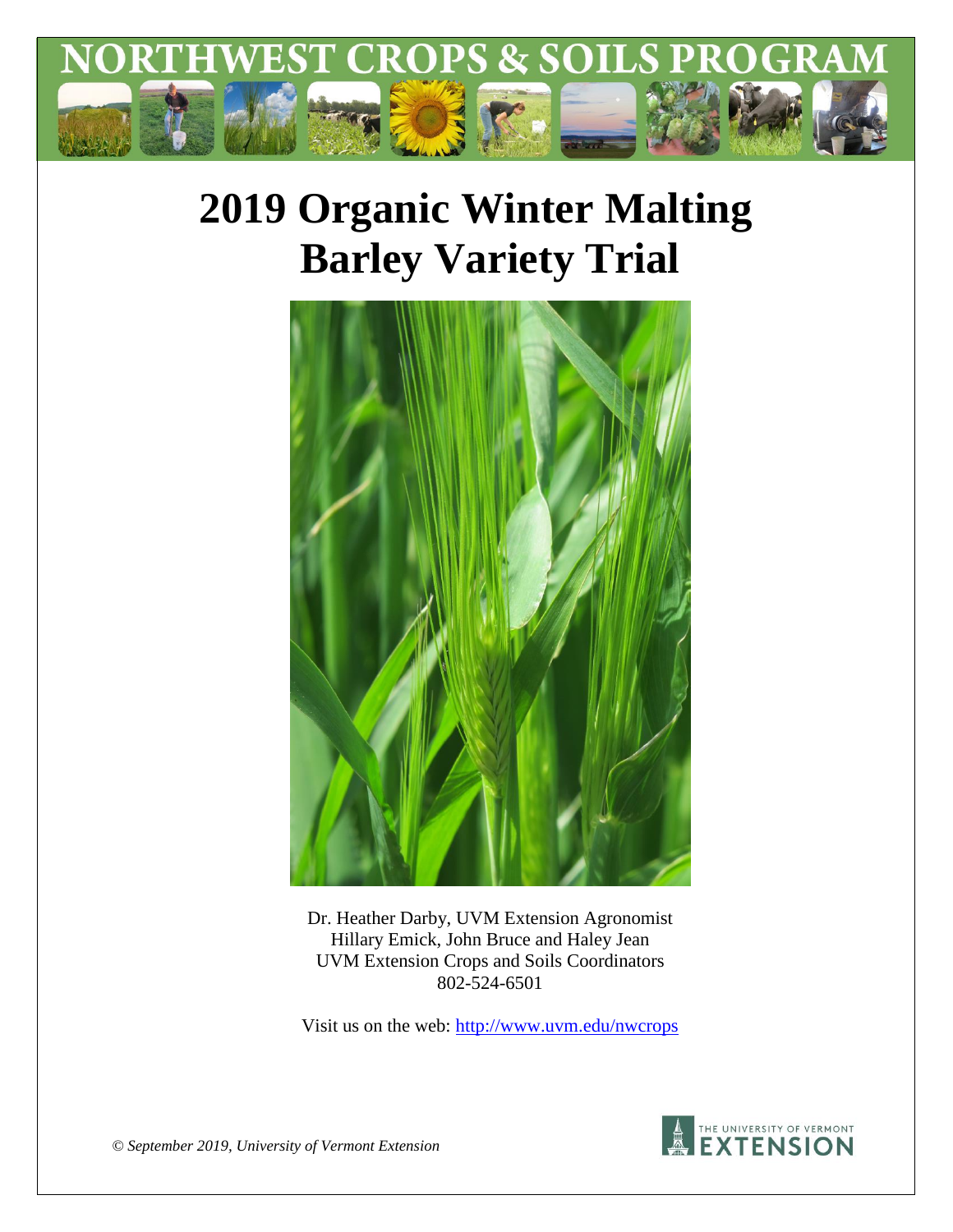# NORTHWEST CROPS & SOILS PROGRAM

# 2019 Organic Winter Malting Barley Variety Trial

Dr. Heather Darby, UVM Extension Agronomist
Hillary Emick, John Bruce and Haley Jean
UVM Extension Crops and Soils Coordinators
802-524-6501

Visit us on the web: http://www.uvm.edu/nwcrops

*© September 2019, University of Vermont Extension*

THE UNIVERSITY OF VERMONT EXTENSION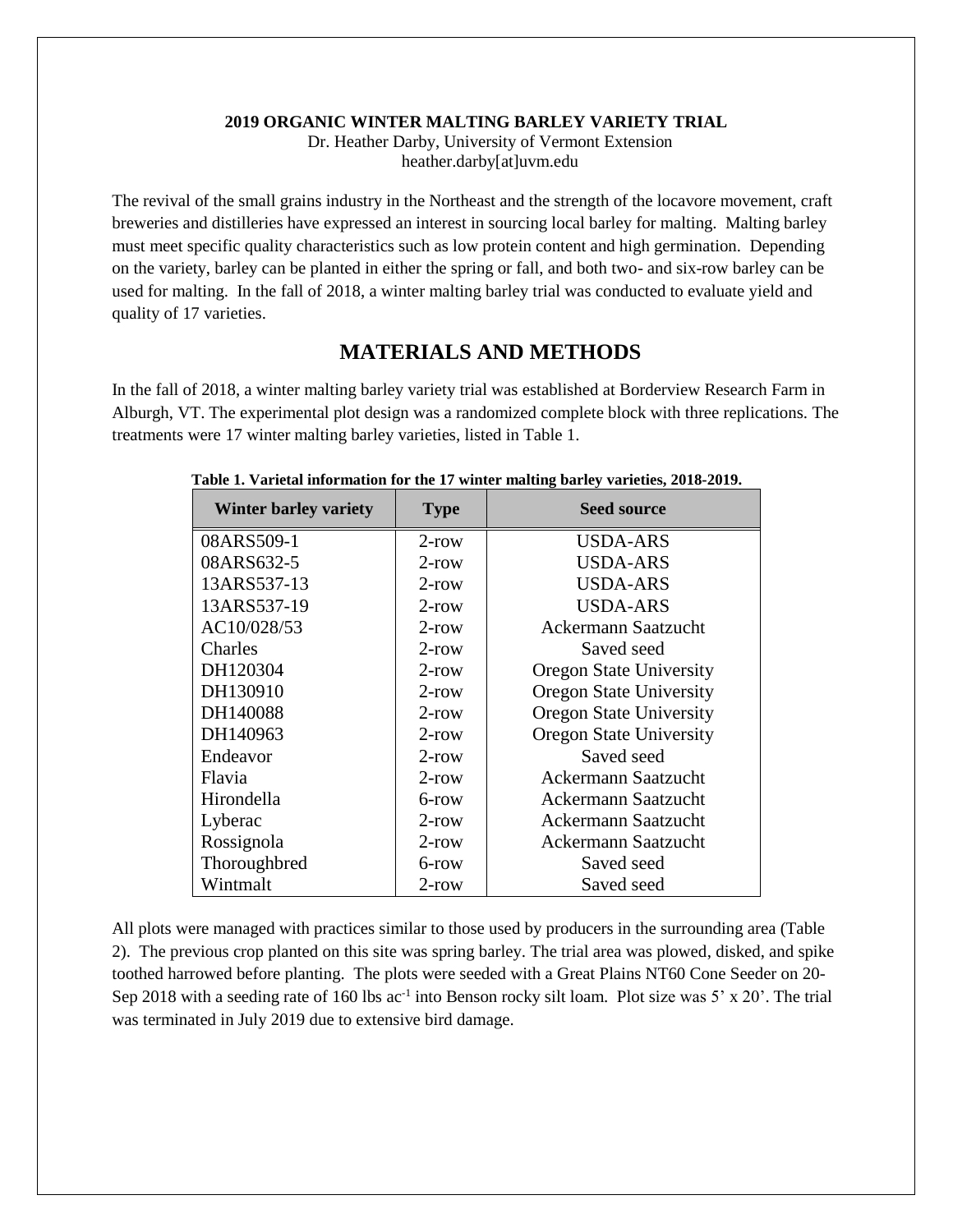**2019 ORGANIC WINTER MALTING BARLEY VARIETY TRIAL**

Dr. Heather Darby, University of Vermont Extension
heather.darby[at]uvm.edu

The revival of the small grains industry in the Northeast and the strength of the locavore movement, craft breweries and distilleries have expressed an interest in sourcing local barley for malting. Malting barley must meet specific quality characteristics such as low protein content and high germination. Depending on the variety, barley can be planted in either the spring or fall, and both two- and six-row barley can be used for malting. In the fall of 2018, a winter malting barley trial was conducted to evaluate yield and quality of 17 varieties.

## MATERIALS AND METHODS

In the fall of 2018, a winter malting barley variety trial was established at Borderview Research Farm in Alburgh, VT. The experimental plot design was a randomized complete block with three replications. The treatments were 17 winter malting barley varieties, listed in Table 1.

**Table 1. Varietal information for the 17 winter malting barley varieties, 2018-2019.**

| Winter barley variety | Type | Seed source |
|---|---|---|
| 08ARS509-1 | 2-row | USDA-ARS |
| 08ARS632-5 | 2-row | USDA-ARS |
| 13ARS537-13 | 2-row | USDA-ARS |
| 13ARS537-19 | 2-row | USDA-ARS |
| AC10/028/53 | 2-row | Ackermann Saatzucht |
| Charles | 2-row | Saved seed |
| DH120304 | 2-row | Oregon State University |
| DH130910 | 2-row | Oregon State University |
| DH140088 | 2-row | Oregon State University |
| DH140963 | 2-row | Oregon State University |
| Endeavor | 2-row | Saved seed |
| Flavia | 2-row | Ackermann Saatzucht |
| Hirondella | 6-row | Ackermann Saatzucht |
| Lyberac | 2-row | Ackermann Saatzucht |
| Rossignola | 2-row | Ackermann Saatzucht |
| Thoroughbred | 6-row | Saved seed |
| Wintmalt | 2-row | Saved seed |

All plots were managed with practices similar to those used by producers in the surrounding area (Table 2). The previous crop planted on this site was spring barley. The trial area was plowed, disked, and spike toothed harrowed before planting. The plots were seeded with a Great Plains NT60 Cone Seeder on 20-Sep 2018 with a seeding rate of 160 lbs $ac^{-1}$ into Benson rocky silt loam. Plot size was 5' x 20'. The trial was terminated in July 2019 due to extensive bird damage.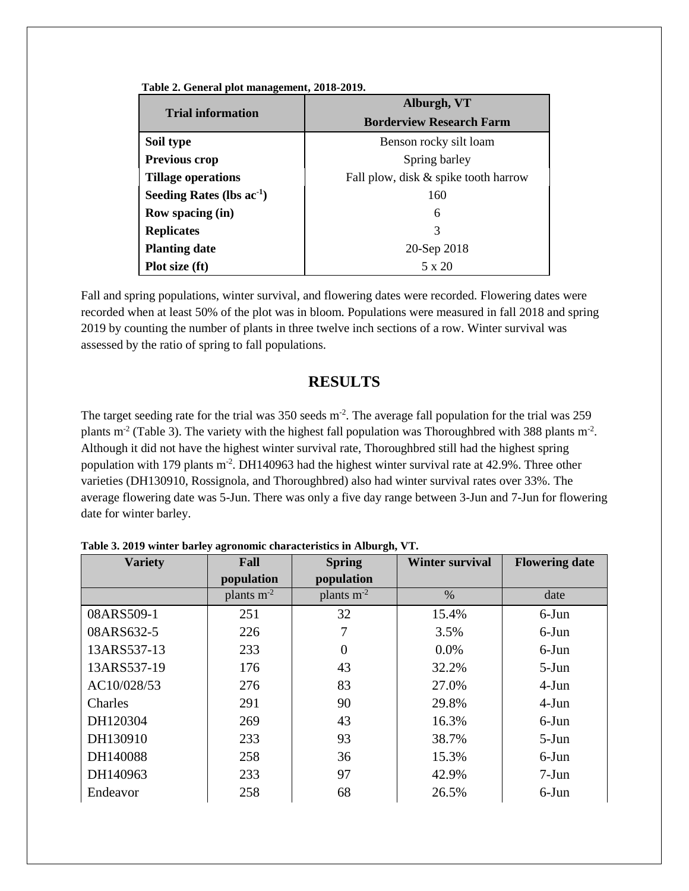**Table 2. General plot management, 2018-2019.**

| Trial information | Alburgh, VT Borderview Research Farm |
|---|---|
| **Soil type** | Benson rocky silt loam |
| **Previous crop** | Spring barley |
| **Tillage operations** | Fall plow, disk & spike tooth harrow |
| **Seeding Rates (lbs $ac^{-1}$)** | 160 |
| **Row spacing (in)** | 6 |
| **Replicates** | 3 |
| **Planting date** | 20-Sep 2018 |
| **Plot size (ft)** | 5 x 20 |

Fall and spring populations, winter survival, and flowering dates were recorded. Flowering dates were recorded when at least 50% of the plot was in bloom. Populations were measured in fall 2018 and spring 2019 by counting the number of plants in three twelve inch sections of a row. Winter survival was assessed by the ratio of spring to fall populations.

# RESULTS

The target seeding rate for the trial was 350 seeds $m^{-2}$. The average fall population for the trial was 259 plants $m^{-2}$ (Table 3). The variety with the highest fall population was Thoroughbred with 388 plants $m^{-2}$. Although it did not have the highest winter survival rate, Thoroughbred still had the highest spring population with 179 plants $m^{-2}$. DH140963 had the highest winter survival rate at 42.9%. Three other varieties (DH130910, Rossignola, and Thoroughbred) also had winter survival rates over 33%. The average flowering date was 5-Jun. There was only a five day range between 3-Jun and 7-Jun for flowering date for winter barley.

**Table 3. 2019 winter barley agronomic characteristics in Alburgh, VT.**

| Variety | Fall population | Spring population | Winter survival | Flowering date |
|---|---|---|---|---|
| | plants $m^{-2}$ | plants $m^{-2}$ | % | date |
| 08ARS509-1 | 251 | 32 | 15.4% | 6-Jun |
| 08ARS632-5 | 226 | 7 | 3.5% | 6-Jun |
| 13ARS537-13 | 233 | 0 | 0.0% | 6-Jun |
| 13ARS537-19 | 176 | 43 | 32.2% | 5-Jun |
| AC10/028/53 | 276 | 83 | 27.0% | 4-Jun |
| Charles | 291 | 90 | 29.8% | 4-Jun |
| DH120304 | 269 | 43 | 16.3% | 6-Jun |
| DH130910 | 233 | 93 | 38.7% | 5-Jun |
| DH140088 | 258 | 36 | 15.3% | 6-Jun |
| DH140963 | 233 | 97 | 42.9% | 7-Jun |
| Endeavor | 258 | 68 | 26.5% | 6-Jun |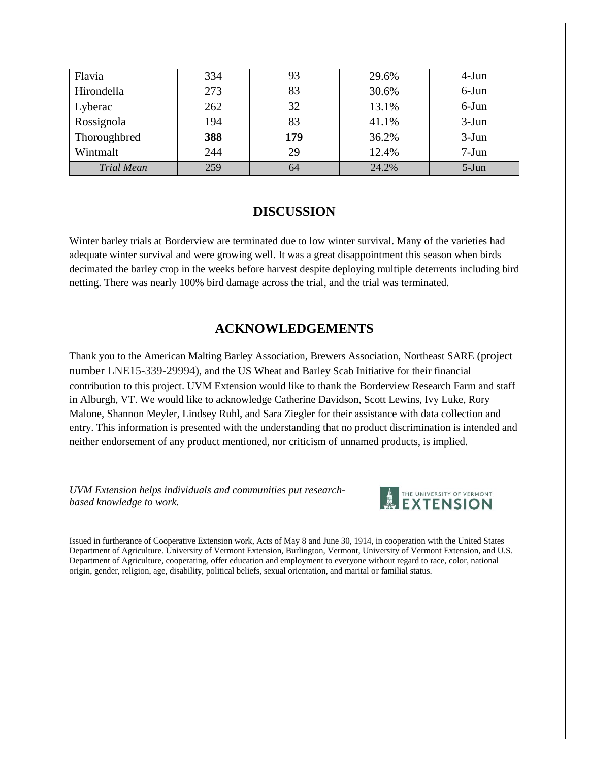| | | | | |
|---|---|---|---|---|
| Flavia | 334 | 93 | 29.6% | 4-Jun |
| Hirondella | 273 | 83 | 30.6% | 6-Jun |
| Lyberac | 262 | 32 | 13.1% | 6-Jun |
| Rossignola | 194 | 83 | 41.1% | 3-Jun |
| Thoroughbred | **388** | **179** | 36.2% | 3-Jun |
| Wintmalt | 244 | 29 | 12.4% | 7-Jun |
| *Trial Mean* | 259 | 64 | 24.2% | 5-Jun |

## DISCUSSION

Winter barley trials at Borderview are terminated due to low winter survival. Many of the varieties had adequate winter survival and were growing well. It was a great disappointment this season when birds decimated the barley crop in the weeks before harvest despite deploying multiple deterrents including bird netting. There was nearly 100% bird damage across the trial, and the trial was terminated.

## ACKNOWLEDGEMENTS

Thank you to the American Malting Barley Association, Brewers Association, Northeast SARE (project number LNE15-339-29994), and the US Wheat and Barley Scab Initiative for their financial contribution to this project. UVM Extension would like to thank the Borderview Research Farm and staff in Alburgh, VT. We would like to acknowledge Catherine Davidson, Scott Lewins, Ivy Luke, Rory Malone, Shannon Meyler, Lindsey Ruhl, and Sara Ziegler for their assistance with data collection and entry. This information is presented with the understanding that no product discrimination is intended and neither endorsement of any product mentioned, nor criticism of unnamed products, is implied.

*UVM Extension helps individuals and communities put research-based knowledge to work.*

THE UNIVERSITY OF VERMONT EXTENSION

Issued in furtherance of Cooperative Extension work, Acts of May 8 and June 30, 1914, in cooperation with the United States Department of Agriculture. University of Vermont Extension, Burlington, Vermont, University of Vermont Extension, and U.S. Department of Agriculture, cooperating, offer education and employment to everyone without regard to race, color, national origin, gender, religion, age, disability, political beliefs, sexual orientation, and marital or familial status.